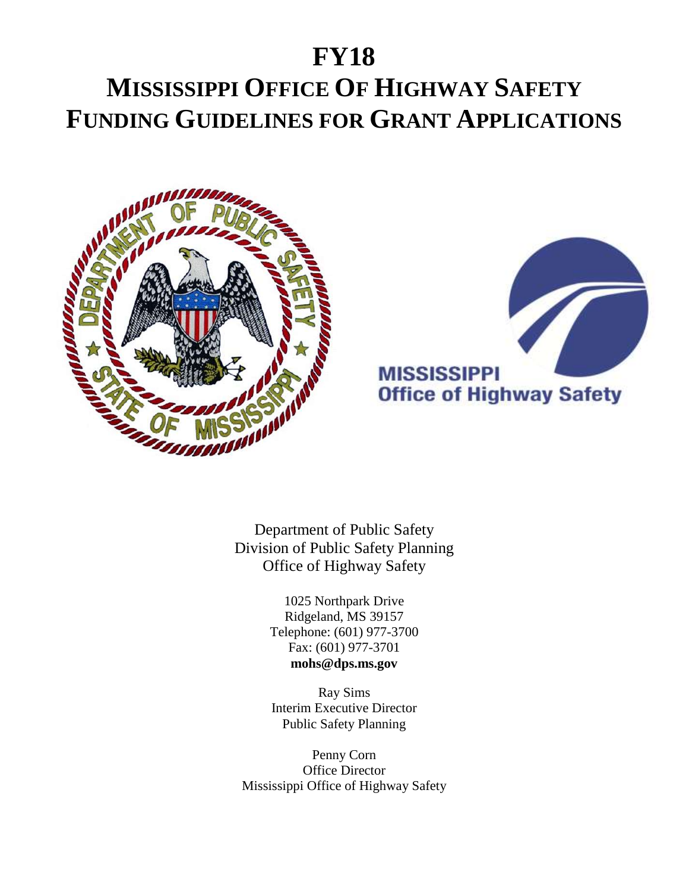# FY18

# MISSISSIPPI OFFICE OF HIGHWAY SAFETY FUNDING GUIDELINES FOR GRANT APPLICATIONS

Department of Public Safety
Division of Public Safety Planning
Office of Highway Safety

1025 Northpark Drive
Ridgeland, MS 39157
Telephone: (601) 977-3700
Fax: (601) 977-3701
**mohs@dps.ms.gov**

Ray Sims
Interim Executive Director
Public Safety Planning

Penny Corn
Office Director
Mississippi Office of Highway Safety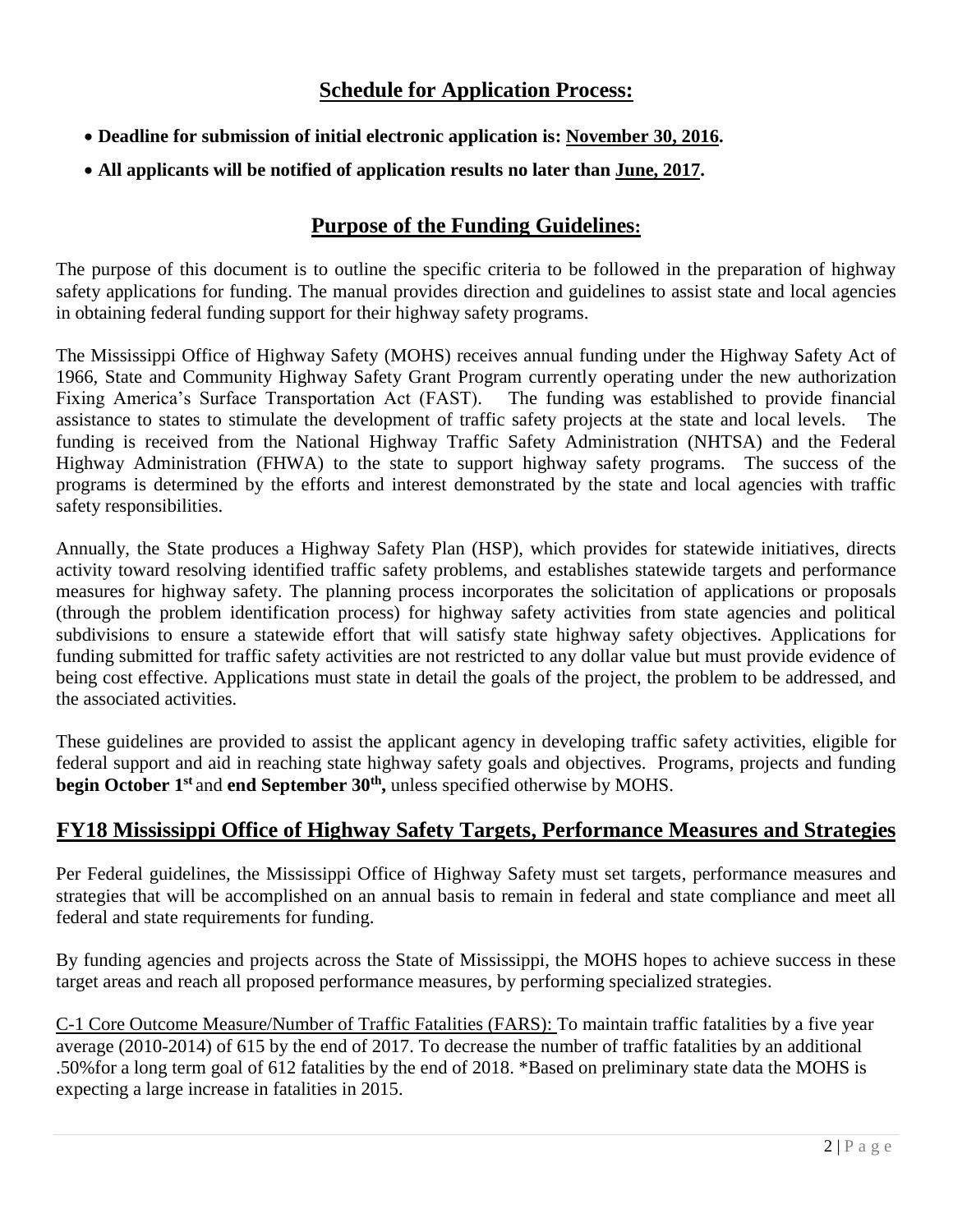## Schedule for Application Process:

- **Deadline for submission of initial electronic application is: November 30, 2016.**
- **All applicants will be notified of application results no later than June, 2017.**

## Purpose of the Funding Guidelines:

The purpose of this document is to outline the specific criteria to be followed in the preparation of highway safety applications for funding. The manual provides direction and guidelines to assist state and local agencies in obtaining federal funding support for their highway safety programs.

The Mississippi Office of Highway Safety (MOHS) receives annual funding under the Highway Safety Act of 1966, State and Community Highway Safety Grant Program currently operating under the new authorization Fixing America's Surface Transportation Act (FAST). The funding was established to provide financial assistance to states to stimulate the development of traffic safety projects at the state and local levels. The funding is received from the National Highway Traffic Safety Administration (NHTSA) and the Federal Highway Administration (FHWA) to the state to support highway safety programs. The success of the programs is determined by the efforts and interest demonstrated by the state and local agencies with traffic safety responsibilities.

Annually, the State produces a Highway Safety Plan (HSP), which provides for statewide initiatives, directs activity toward resolving identified traffic safety problems, and establishes statewide targets and performance measures for highway safety. The planning process incorporates the solicitation of applications or proposals (through the problem identification process) for highway safety activities from state agencies and political subdivisions to ensure a statewide effort that will satisfy state highway safety objectives. Applications for funding submitted for traffic safety activities are not restricted to any dollar value but must provide evidence of being cost effective. Applications must state in detail the goals of the project, the problem to be addressed, and the associated activities.

These guidelines are provided to assist the applicant agency in developing traffic safety activities, eligible for federal support and aid in reaching state highway safety goals and objectives. Programs, projects and funding **begin October 1st** and **end September 30th,** unless specified otherwise by MOHS.

## FY18 Mississippi Office of Highway Safety Targets, Performance Measures and Strategies

Per Federal guidelines, the Mississippi Office of Highway Safety must set targets, performance measures and strategies that will be accomplished on an annual basis to remain in federal and state compliance and meet all federal and state requirements for funding.

By funding agencies and projects across the State of Mississippi, the MOHS hopes to achieve success in these target areas and reach all proposed performance measures, by performing specialized strategies.

C-1 Core Outcome Measure/Number of Traffic Fatalities (FARS): To maintain traffic fatalities by a five year average (2010-2014) of 615 by the end of 2017. To decrease the number of traffic fatalities by an additional .50%for a long term goal of 612 fatalities by the end of 2018. *Based on preliminary state data the MOHS is expecting a large increase in fatalities in 2015.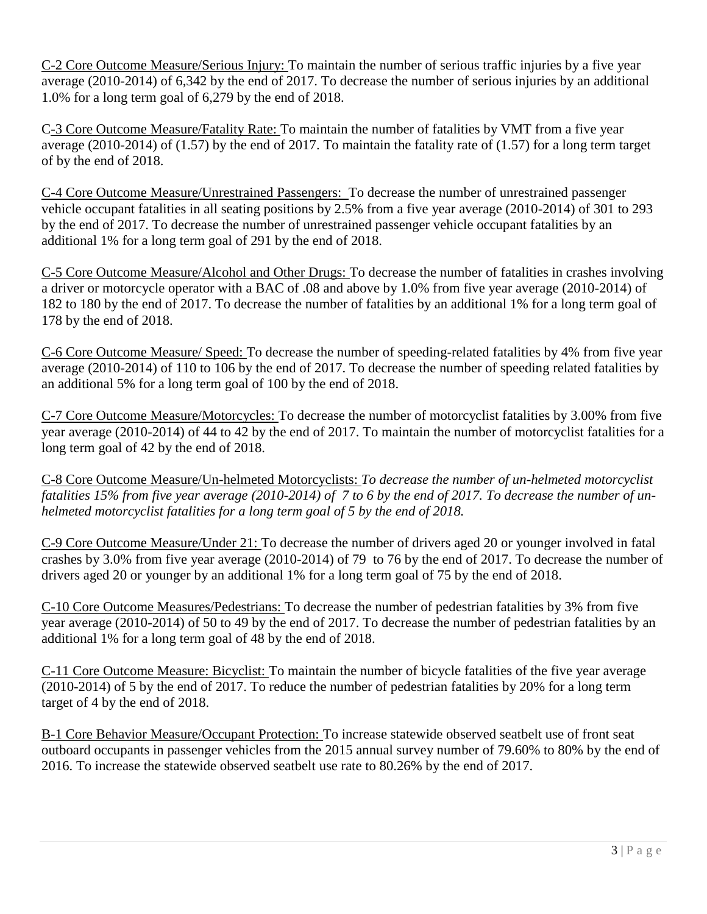<u>C-2 Core Outcome Measure/Serious Injury:</u> To maintain the number of serious traffic injuries by a five year average (2010-2014) of 6,342 by the end of 2017. To decrease the number of serious injuries by an additional 1.0% for a long term goal of 6,279 by the end of 2018.

C<u>-3 Core Outcome Measure/Fatality Rate:</u> To maintain the number of fatalities by VMT from a five year average (2010-2014) of (1.57) by the end of 2017. To maintain the fatality rate of (1.57) for a long term target of by the end of 2018.

<u>C-4 Core Outcome Measure/Unrestrained Passengers:</u> To decrease the number of unrestrained passenger vehicle occupant fatalities in all seating positions by 2.5% from a five year average (2010-2014) of 301 to 293 by the end of 2017. To decrease the number of unrestrained passenger vehicle occupant fatalities by an additional 1% for a long term goal of 291 by the end of 2018.

<u>C-5 Core Outcome Measure/Alcohol and Other Drugs:</u> To decrease the number of fatalities in crashes involving a driver or motorcycle operator with a BAC of .08 and above by 1.0% from five year average (2010-2014) of 182 to 180 by the end of 2017. To decrease the number of fatalities by an additional 1% for a long term goal of 178 by the end of 2018.

<u>C-6 Core Outcome Measure/ Speed:</u> To decrease the number of speeding-related fatalities by 4% from five year average (2010-2014) of 110 to 106 by the end of 2017. To decrease the number of speeding related fatalities by an additional 5% for a long term goal of 100 by the end of 2018.

<u>C-7 Core Outcome Measure/Motorcycles:</u> To decrease the number of motorcyclist fatalities by 3.00% from five year average (2010-2014) of 44 to 42 by the end of 2017. To maintain the number of motorcyclist fatalities for a long term goal of 42 by the end of 2018.

<u>C-8 Core Outcome Measure/Un-helmeted Motorcyclists:</u> *To decrease the number of un-helmeted motorcyclist fatalities 15% from five year average (2010-2014) of 7 to 6 by the end of 2017. To decrease the number of un-helmeted motorcyclist fatalities for a long term goal of 5 by the end of 2018.*

<u>C-9 Core Outcome Measure/Under 21:</u> To decrease the number of drivers aged 20 or younger involved in fatal crashes by 3.0% from five year average (2010-2014) of 79 to 76 by the end of 2017. To decrease the number of drivers aged 20 or younger by an additional 1% for a long term goal of 75 by the end of 2018.

<u>C-10 Core Outcome Measures/Pedestrians:</u> To decrease the number of pedestrian fatalities by 3% from five year average (2010-2014) of 50 to 49 by the end of 2017. To decrease the number of pedestrian fatalities by an additional 1% for a long term goal of 48 by the end of 2018.

<u>C-11 Core Outcome Measure: Bicyclist:</u> To maintain the number of bicycle fatalities of the five year average (2010-2014) of 5 by the end of 2017. To reduce the number of pedestrian fatalities by 20% for a long term target of 4 by the end of 2018.

<u>B-1 Core Behavior Measure/Occupant Protection:</u> To increase statewide observed seatbelt use of front seat outboard occupants in passenger vehicles from the 2015 annual survey number of 79.60% to 80% by the end of 2016. To increase the statewide observed seatbelt use rate to 80.26% by the end of 2017.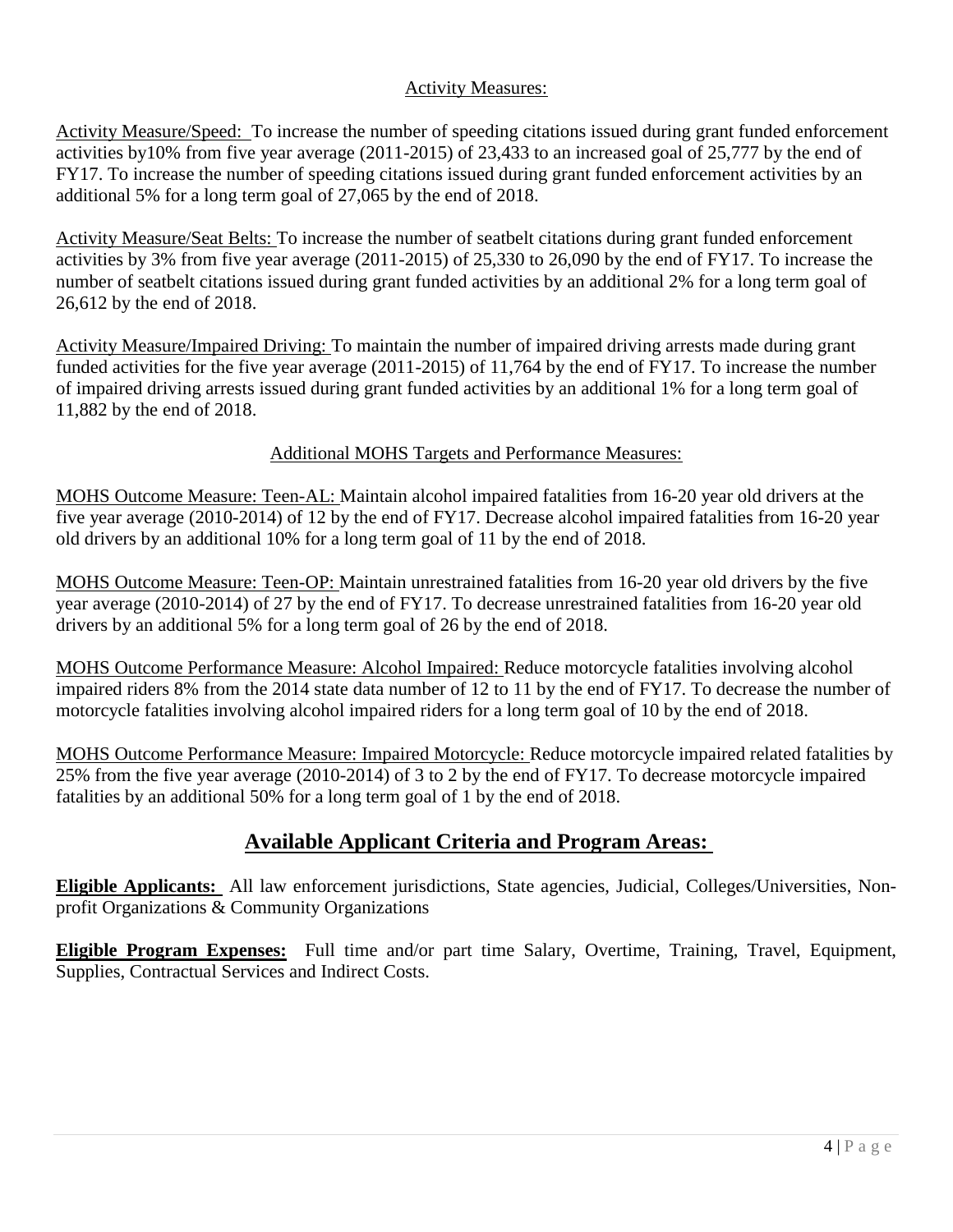Activity Measures:

Activity Measure/Speed: To increase the number of speeding citations issued during grant funded enforcement activities by10% from five year average (2011-2015) of 23,433 to an increased goal of 25,777 by the end of FY17. To increase the number of speeding citations issued during grant funded enforcement activities by an additional 5% for a long term goal of 27,065 by the end of 2018.

Activity Measure/Seat Belts: To increase the number of seatbelt citations during grant funded enforcement activities by 3% from five year average (2011-2015) of 25,330 to 26,090 by the end of FY17. To increase the number of seatbelt citations issued during grant funded activities by an additional 2% for a long term goal of 26,612 by the end of 2018.

Activity Measure/Impaired Driving: To maintain the number of impaired driving arrests made during grant funded activities for the five year average (2011-2015) of 11,764 by the end of FY17. To increase the number of impaired driving arrests issued during grant funded activities by an additional 1% for a long term goal of 11,882 by the end of 2018.

Additional MOHS Targets and Performance Measures:

MOHS Outcome Measure: Teen-AL: Maintain alcohol impaired fatalities from 16-20 year old drivers at the five year average (2010-2014) of 12 by the end of FY17. Decrease alcohol impaired fatalities from 16-20 year old drivers by an additional 10% for a long term goal of 11 by the end of 2018.

MOHS Outcome Measure: Teen-OP: Maintain unrestrained fatalities from 16-20 year old drivers by the five year average (2010-2014) of 27 by the end of FY17. To decrease unrestrained fatalities from 16-20 year old drivers by an additional 5% for a long term goal of 26 by the end of 2018.

MOHS Outcome Performance Measure: Alcohol Impaired: Reduce motorcycle fatalities involving alcohol impaired riders 8% from the 2014 state data number of 12 to 11 by the end of FY17. To decrease the number of motorcycle fatalities involving alcohol impaired riders for a long term goal of 10 by the end of 2018.

MOHS Outcome Performance Measure: Impaired Motorcycle: Reduce motorcycle impaired related fatalities by 25% from the five year average (2010-2014) of 3 to 2 by the end of FY17. To decrease motorcycle impaired fatalities by an additional 50% for a long term goal of 1 by the end of 2018.

## Available Applicant Criteria and Program Areas:

**Eligible Applicants:** All law enforcement jurisdictions, State agencies, Judicial, Colleges/Universities, Non-profit Organizations & Community Organizations

**Eligible Program Expenses:** Full time and/or part time Salary, Overtime, Training, Travel, Equipment, Supplies, Contractual Services and Indirect Costs.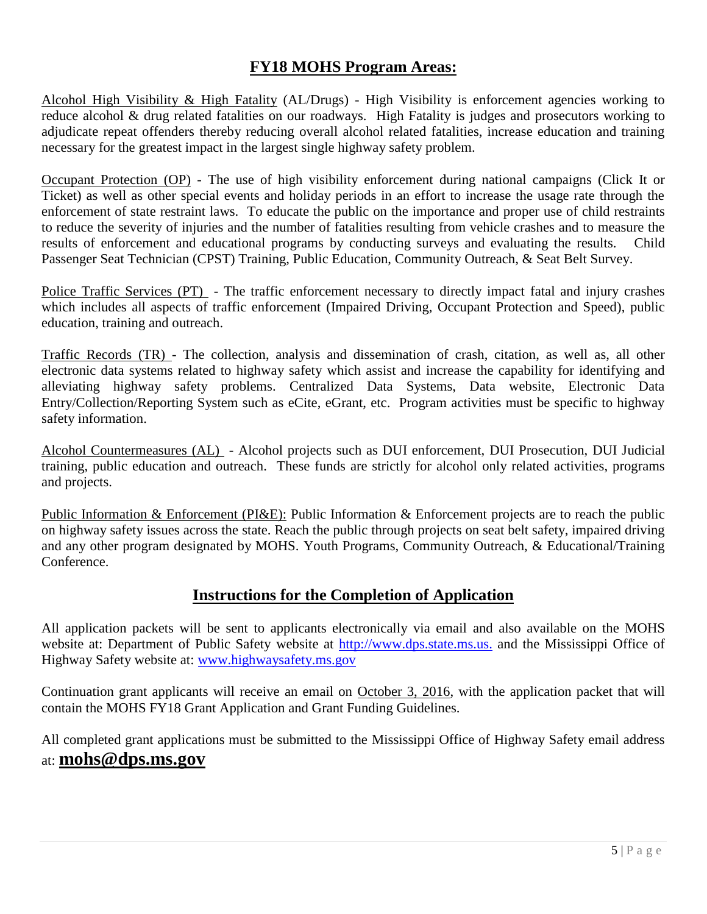## FY18 MOHS Program Areas:

Alcohol High Visibility & High Fatality (AL/Drugs) - High Visibility is enforcement agencies working to reduce alcohol & drug related fatalities on our roadways. High Fatality is judges and prosecutors working to adjudicate repeat offenders thereby reducing overall alcohol related fatalities, increase education and training necessary for the greatest impact in the largest single highway safety problem.

Occupant Protection (OP) - The use of high visibility enforcement during national campaigns (Click It or Ticket) as well as other special events and holiday periods in an effort to increase the usage rate through the enforcement of state restraint laws. To educate the public on the importance and proper use of child restraints to reduce the severity of injuries and the number of fatalities resulting from vehicle crashes and to measure the results of enforcement and educational programs by conducting surveys and evaluating the results. Child Passenger Seat Technician (CPST) Training, Public Education, Community Outreach, & Seat Belt Survey.

Police Traffic Services (PT) - The traffic enforcement necessary to directly impact fatal and injury crashes which includes all aspects of traffic enforcement (Impaired Driving, Occupant Protection and Speed), public education, training and outreach.

Traffic Records (TR) - The collection, analysis and dissemination of crash, citation, as well as, all other electronic data systems related to highway safety which assist and increase the capability for identifying and alleviating highway safety problems. Centralized Data Systems, Data website, Electronic Data Entry/Collection/Reporting System such as eCite, eGrant, etc. Program activities must be specific to highway safety information.

Alcohol Countermeasures (AL) - Alcohol projects such as DUI enforcement, DUI Prosecution, DUI Judicial training, public education and outreach. These funds are strictly for alcohol only related activities, programs and projects.

Public Information & Enforcement (PI&E): Public Information & Enforcement projects are to reach the public on highway safety issues across the state. Reach the public through projects on seat belt safety, impaired driving and any other program designated by MOHS. Youth Programs, Community Outreach, & Educational/Training Conference.

## Instructions for the Completion of Application

All application packets will be sent to applicants electronically via email and also available on the MOHS website at: Department of Public Safety website at http://www.dps.state.ms.us. and the Mississippi Office of Highway Safety website at: www.highwaysafety.ms.gov

Continuation grant applicants will receive an email on October 3, 2016, with the application packet that will contain the MOHS FY18 Grant Application and Grant Funding Guidelines.

All completed grant applications must be submitted to the Mississippi Office of Highway Safety email address at: **mohs@dps.ms.gov**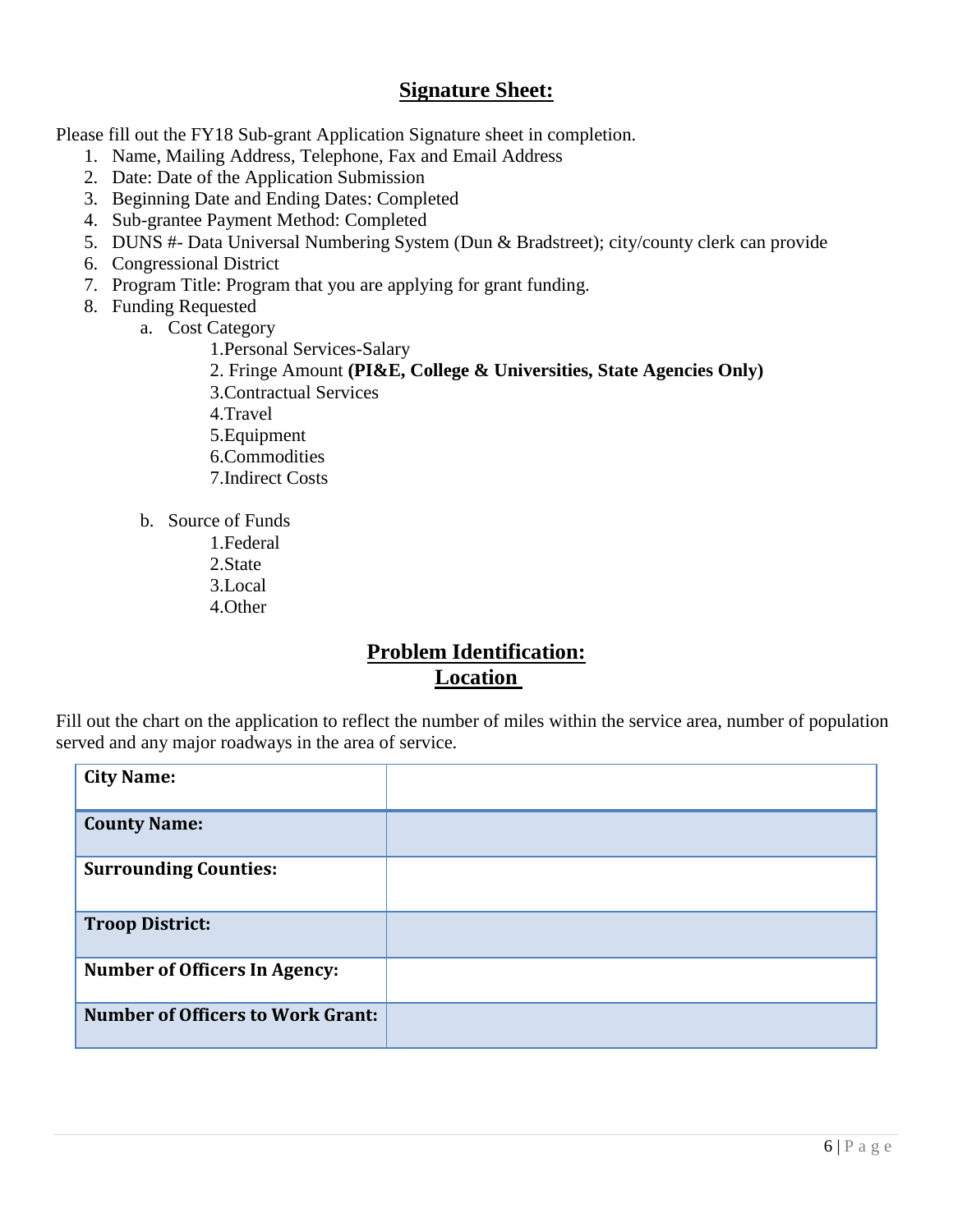## Signature Sheet:

Please fill out the FY18 Sub-grant Application Signature sheet in completion.

1. Name, Mailing Address, Telephone, Fax and Email Address
2. Date: Date of the Application Submission
3. Beginning Date and Ending Dates: Completed
4. Sub-grantee Payment Method: Completed
5. DUNS #- Data Universal Numbering System (Dun & Bradstreet); city/county clerk can provide
6. Congressional District
7. Program Title: Program that you are applying for grant funding.
8. Funding Requested
    a. Cost Category
        1. Personal Services-Salary
        2. Fringe Amount **(PI&E, College & Universities, State Agencies Only)**
        3. Contractual Services
        4. Travel
        5. Equipment
        6. Commodities
        7. Indirect Costs
    b. Source of Funds
        1. Federal
        2. State
        3. Local
        4. Other

## Problem Identification:
## Location

Fill out the chart on the application to reflect the number of miles within the service area, number of population served and any major roadways in the area of service.

| | |
|---|---|
| **City Name:** | |
| **County Name:** | |
| **Surrounding Counties:** | |
| **Troop District:** | |
| **Number of Officers In Agency:** | |
| **Number of Officers to Work Grant:** | |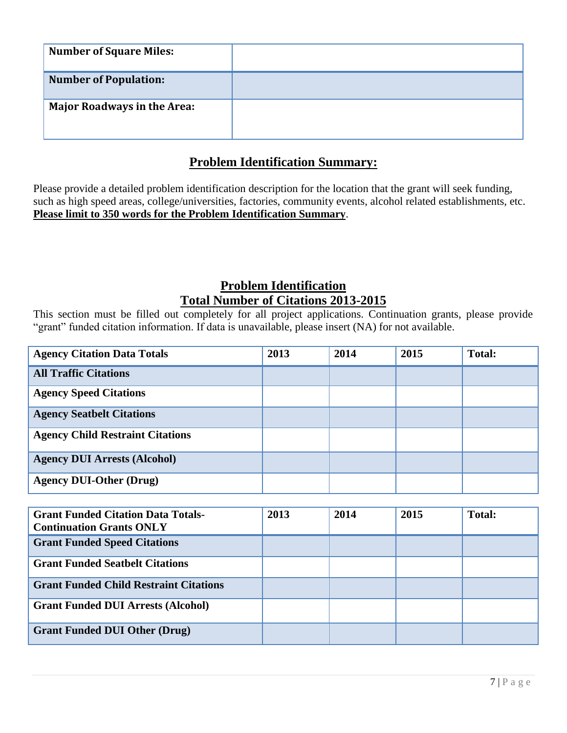| Number of Square Miles: | |
|---|---|
| Number of Population: | |
| Major Roadways in the Area: | |

## Problem Identification Summary:

Please provide a detailed problem identification description for the location that the grant will seek funding, such as high speed areas, college/universities, factories, community events, alcohol related establishments, etc. **Please limit to 350 words for the Problem Identification Summary**.

## Problem Identification
## Total Number of Citations 2013-2015

This section must be filled out completely for all project applications. Continuation grants, please provide "grant" funded citation information. If data is unavailable, please insert (NA) for not available.

| Agency Citation Data Totals | 2013 | 2014 | 2015 | Total: |
|---|---|---|---|---|
| All Traffic Citations | | | | |
| Agency Speed Citations | | | | |
| Agency Seatbelt Citations | | | | |
| Agency Child Restraint Citations | | | | |
| Agency DUI Arrests (Alcohol) | | | | |
| Agency DUI-Other (Drug) | | | | |

| Grant Funded Citation Data Totals-Continuation Grants ONLY | 2013 | 2014 | 2015 | Total: |
|---|---|---|---|---|
| Grant Funded Speed Citations | | | | |
| Grant Funded Seatbelt Citations | | | | |
| Grant Funded Child Restraint Citations | | | | |
| Grant Funded DUI Arrests (Alcohol) | | | | |
| Grant Funded DUI Other (Drug) | | | | |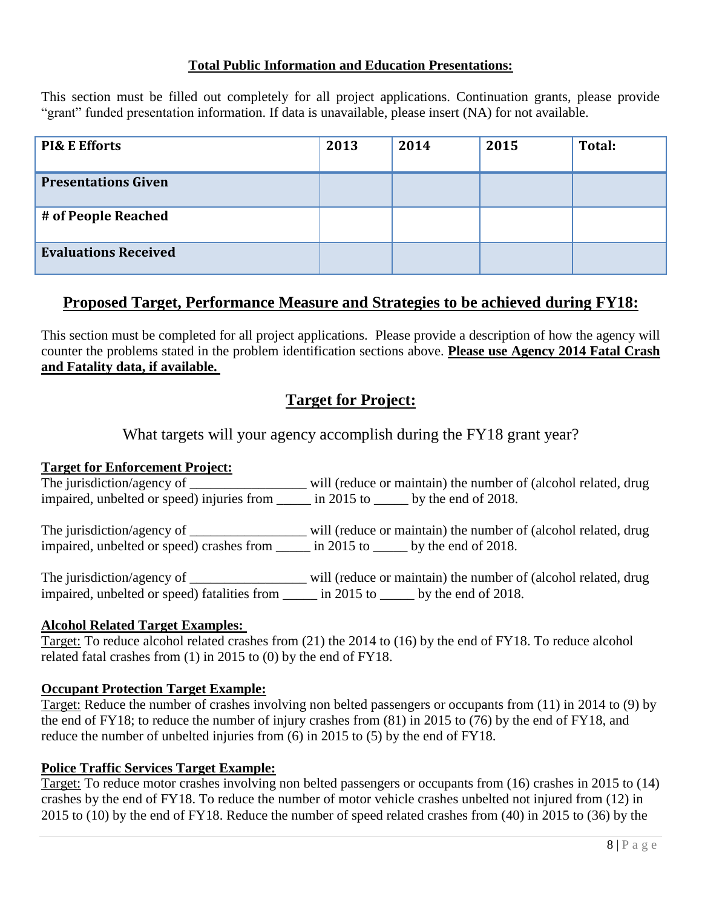**Total Public Information and Education Presentations:**

This section must be filled out completely for all project applications. Continuation grants, please provide "grant" funded presentation information. If data is unavailable, please insert (NA) for not available.

| PI& E Efforts | 2013 | 2014 | 2015 | Total: |
|---|---|---|---|---|
| Presentations Given | | | | |
| # of People Reached | | | | |
| Evaluations Received | | | | |

## Proposed Target, Performance Measure and Strategies to be achieved during FY18:

This section must be completed for all project applications. Please provide a description of how the agency will counter the problems stated in the problem identification sections above. **Please use Agency 2014 Fatal Crash and Fatality data, if available.**

## Target for Project:

What targets will your agency accomplish during the FY18 grant year?

**Target for Enforcement Project:**

The jurisdiction/agency of _________________ will (reduce or maintain) the number of (alcohol related, drug impaired, unbelted or speed) injuries from _____ in 2015 to _____ by the end of 2018.

The jurisdiction/agency of _________________ will (reduce or maintain) the number of (alcohol related, drug impaired, unbelted or speed) crashes from _____ in 2015 to _____ by the end of 2018.

The jurisdiction/agency of _________________ will (reduce or maintain) the number of (alcohol related, drug impaired, unbelted or speed) fatalities from _____ in 2015 to _____ by the end of 2018.

**Alcohol Related Target Examples:**

Target: To reduce alcohol related crashes from (21) the 2014 to (16) by the end of FY18. To reduce alcohol related fatal crashes from (1) in 2015 to (0) by the end of FY18.

**Occupant Protection Target Example:**

Target: Reduce the number of crashes involving non belted passengers or occupants from (11) in 2014 to (9) by the end of FY18; to reduce the number of injury crashes from (81) in 2015 to (76) by the end of FY18, and reduce the number of unbelted injuries from (6) in 2015 to (5) by the end of FY18.

**Police Traffic Services Target Example:**

Target: To reduce motor crashes involving non belted passengers or occupants from (16) crashes in 2015 to (14) crashes by the end of FY18. To reduce the number of motor vehicle crashes unbelted not injured from (12) in 2015 to (10) by the end of FY18. Reduce the number of speed related crashes from (40) in 2015 to (36) by the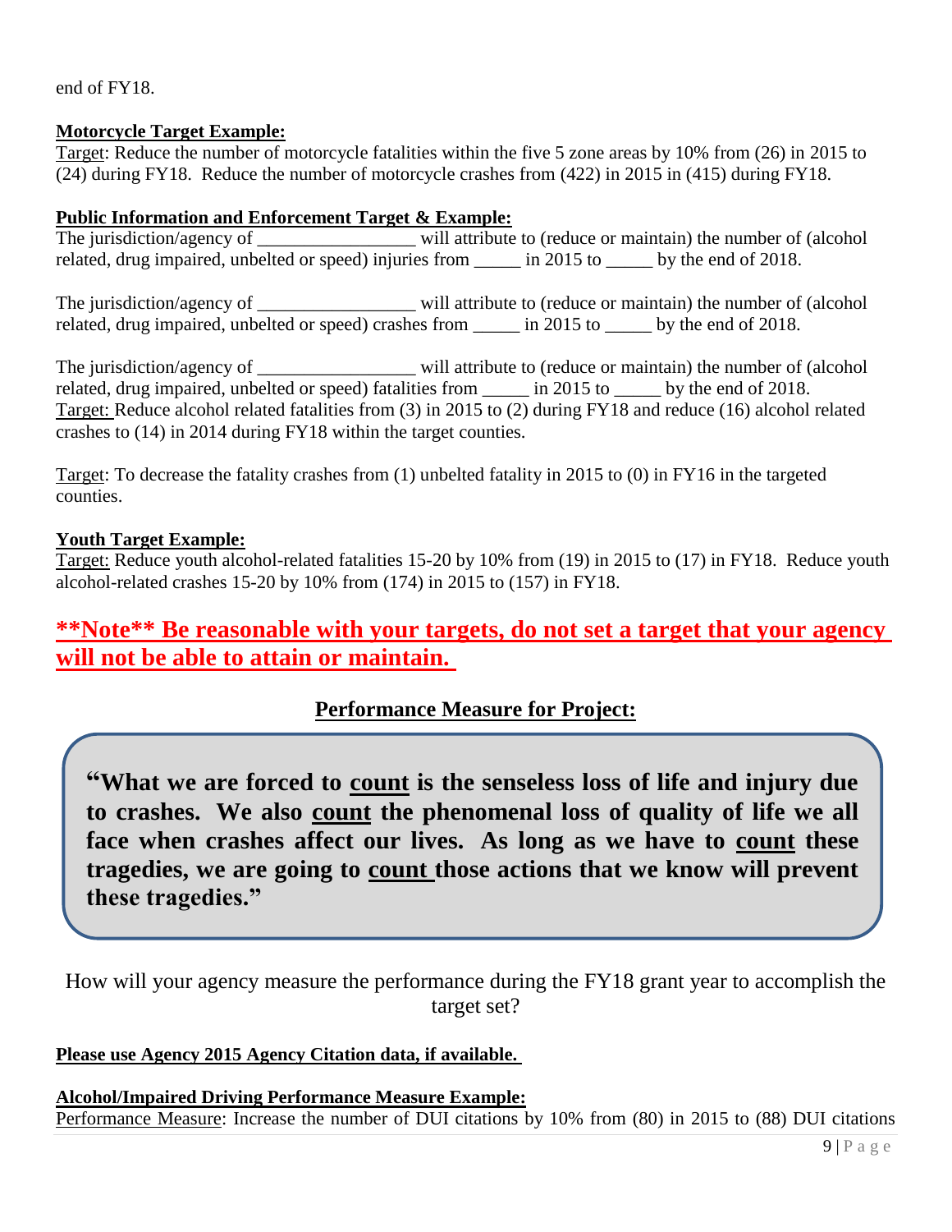end of FY18.

**Motorcycle Target Example:**

Target: Reduce the number of motorcycle fatalities within the five 5 zone areas by 10% from (26) in 2015 to (24) during FY18. Reduce the number of motorcycle crashes from (422) in 2015 in (415) during FY18.

**Public Information and Enforcement Target & Example:**

The jurisdiction/agency of _________________ will attribute to (reduce or maintain) the number of (alcohol related, drug impaired, unbelted or speed) injuries from _____ in 2015 to _____ by the end of 2018.

The jurisdiction/agency of _________________ will attribute to (reduce or maintain) the number of (alcohol related, drug impaired, unbelted or speed) crashes from _____ in 2015 to _____ by the end of 2018.

The jurisdiction/agency of _________________ will attribute to (reduce or maintain) the number of (alcohol related, drug impaired, unbelted or speed) fatalities from _____ in 2015 to _____ by the end of 2018.
Target: Reduce alcohol related fatalities from (3) in 2015 to (2) during FY18 and reduce (16) alcohol related crashes to (14) in 2014 during FY18 within the target counties.

Target: To decrease the fatality crashes from (1) unbelted fatality in 2015 to (0) in FY16 in the targeted counties.

**Youth Target Example:**

Target: Reduce youth alcohol-related fatalities 15-20 by 10% from (19) in 2015 to (17) in FY18. Reduce youth alcohol-related crashes 15-20 by 10% from (174) in 2015 to (157) in FY18.

## **Note** Be reasonable with your targets, do not set a target that your agency will not be able to attain or maintain.

## Performance Measure for Project:

> **"What we are forced to count is the senseless loss of life and injury due to crashes. We also count the phenomenal loss of quality of life we all face when crashes affect our lives. As long as we have to count these tragedies, we are going to count those actions that we know will prevent these tragedies."**

How will your agency measure the performance during the FY18 grant year to accomplish the target set?

**Please use Agency 2015 Agency Citation data, if available.**

**Alcohol/Impaired Driving Performance Measure Example:**

Performance Measure: Increase the number of DUI citations by 10% from (80) in 2015 to (88) DUI citations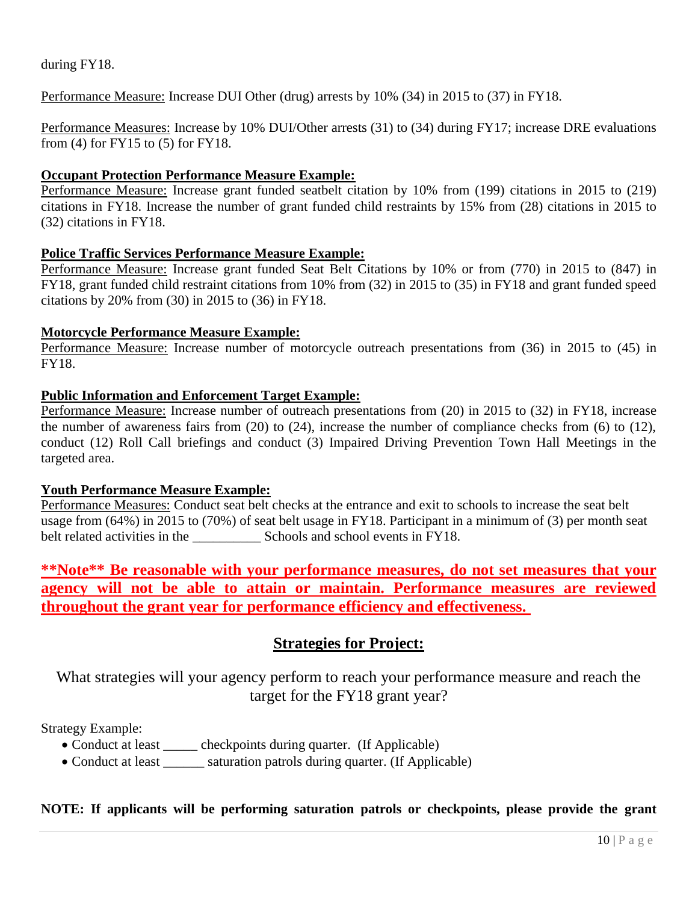during FY18.

Performance Measure: Increase DUI Other (drug) arrests by 10% (34) in 2015 to (37) in FY18.

Performance Measures: Increase by 10% DUI/Other arrests (31) to (34) during FY17; increase DRE evaluations from (4) for FY15 to (5) for FY18.

**Occupant Protection Performance Measure Example:**
Performance Measure: Increase grant funded seatbelt citation by 10% from (199) citations in 2015 to (219) citations in FY18. Increase the number of grant funded child restraints by 15% from (28) citations in 2015 to (32) citations in FY18.

**Police Traffic Services Performance Measure Example:**
Performance Measure: Increase grant funded Seat Belt Citations by 10% or from (770) in 2015 to (847) in FY18, grant funded child restraint citations from 10% from (32) in 2015 to (35) in FY18 and grant funded speed citations by 20% from (30) in 2015 to (36) in FY18.

**Motorcycle Performance Measure Example:**
Performance Measure: Increase number of motorcycle outreach presentations from (36) in 2015 to (45) in FY18.

**Public Information and Enforcement Target Example:**
Performance Measure: Increase number of outreach presentations from (20) in 2015 to (32) in FY18, increase the number of awareness fairs from (20) to (24), increase the number of compliance checks from (6) to (12), conduct (12) Roll Call briefings and conduct (3) Impaired Driving Prevention Town Hall Meetings in the targeted area.

**Youth Performance Measure Example:**
Performance Measures: Conduct seat belt checks at the entrance and exit to schools to increase the seat belt usage from (64%) in 2015 to (70%) of seat belt usage in FY18. Participant in a minimum of (3) per month seat belt related activities in the __________ Schools and school events in FY18.

****Note** Be reasonable with your performance measures, do not set measures that your agency will not be able to attain or maintain. Performance measures are reviewed throughout the grant year for performance efficiency and effectiveness.**

## Strategies for Project:

What strategies will your agency perform to reach your performance measure and reach the target for the FY18 grant year?

Strategy Example:

- Conduct at least _____ checkpoints during quarter. (If Applicable)
- Conduct at least ______ saturation patrols during quarter. (If Applicable)

**NOTE: If applicants will be performing saturation patrols or checkpoints, please provide the grant**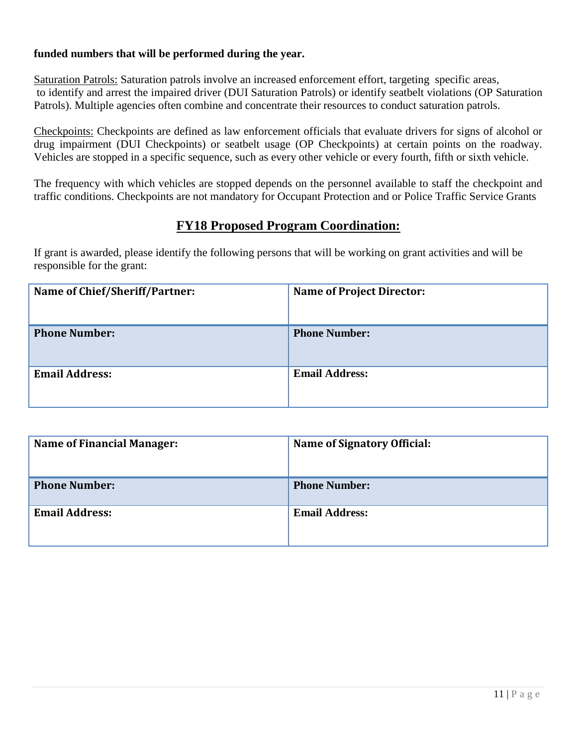**funded numbers that will be performed during the year.**

Saturation Patrols: Saturation patrols involve an increased enforcement effort, targeting specific areas, to identify and arrest the impaired driver (DUI Saturation Patrols) or identify seatbelt violations (OP Saturation Patrols). Multiple agencies often combine and concentrate their resources to conduct saturation patrols.

Checkpoints: Checkpoints are defined as law enforcement officials that evaluate drivers for signs of alcohol or drug impairment (DUI Checkpoints) or seatbelt usage (OP Checkpoints) at certain points on the roadway. Vehicles are stopped in a specific sequence, such as every other vehicle or every fourth, fifth or sixth vehicle.

The frequency with which vehicles are stopped depends on the personnel available to staff the checkpoint and traffic conditions. Checkpoints are not mandatory for Occupant Protection and or Police Traffic Service Grants

## FY18 Proposed Program Coordination:

If grant is awarded, please identify the following persons that will be working on grant activities and will be responsible for the grant:

| Name of Chief/Sheriff/Partner: | Name of Project Director: |
|---|---|
| **Phone Number:** | **Phone Number:** |
| **Email Address:** | **Email Address:** |

| Name of Financial Manager: | Name of Signatory Official: |
|---|---|
| **Phone Number:** | **Phone Number:** |
| **Email Address:** | **Email Address:** |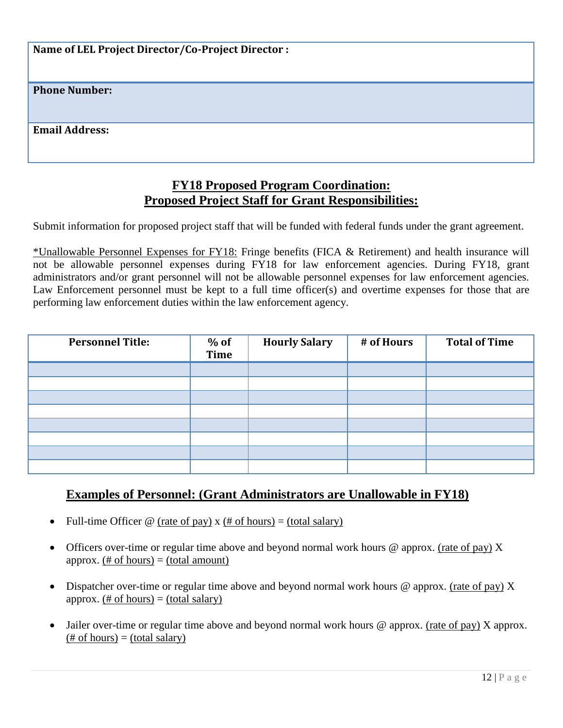| Name of LEL Project Director/Co-Project Director : |
| --- |
| **Phone Number:** |
| **Email Address:** |

## FY18 Proposed Program Coordination:
## Proposed Project Staff for Grant Responsibilities:

Submit information for proposed project staff that will be funded with federal funds under the grant agreement.

*Unallowable Personnel Expenses for FY18: Fringe benefits (FICA & Retirement) and health insurance will not be allowable personnel expenses during FY18 for law enforcement agencies. During FY18, grant administrators and/or grant personnel will not be allowable personnel expenses for law enforcement agencies. Law Enforcement personnel must be kept to a full time officer(s) and overtime expenses for those that are performing law enforcement duties within the law enforcement agency.

| Personnel Title: | % of Time | Hourly Salary | # of Hours | Total of Time |
| --- | --- | --- | --- | --- |
| | | | | |
| | | | | |
| | | | | |
| | | | | |
| | | | | |
| | | | | |
| | | | | |
| | | | | |

## Examples of Personnel: (Grant Administrators are Unallowable in FY18)

- Full-time Officer @ (rate of pay) x (# of hours) = (total salary)
- Officers over-time or regular time above and beyond normal work hours @ approx. (rate of pay) X approx. (# of hours) = (total amount)
- Dispatcher over-time or regular time above and beyond normal work hours @ approx. (rate of pay) X approx. (# of hours) = (total salary)
- Jailer over-time or regular time above and beyond normal work hours @ approx. (rate of pay) X approx. (# of hours) = (total salary)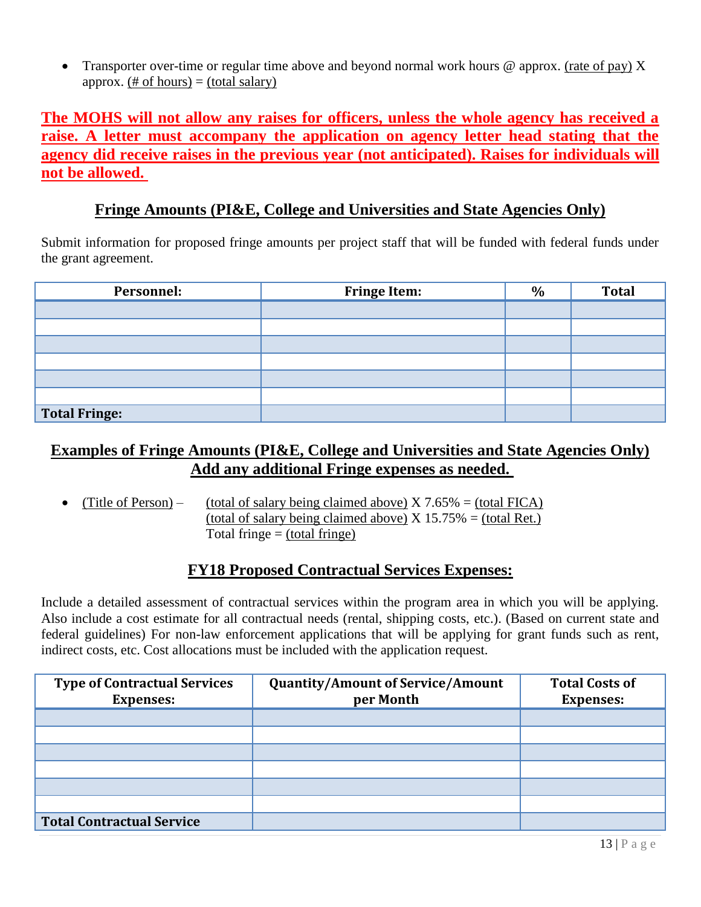- Transporter over-time or regular time above and beyond normal work hours @ approx. (rate of pay) X approx. (# of hours) = (total salary)

**The MOHS will not allow any raises for officers, unless the whole agency has received a raise. A letter must accompany the application on agency letter head stating that the agency did receive raises in the previous year (not anticipated). Raises for individuals will not be allowed.**

## Fringe Amounts (PI&E, College and Universities and State Agencies Only)

Submit information for proposed fringe amounts per project staff that will be funded with federal funds under the grant agreement.

| Personnel: | Fringe Item: | % | Total |
|---|---|---|---|
| | | | |
| | | | |
| | | | |
| | | | |
| | | | |
| | | | |
| **Total Fringe:** | | | |

## Examples of Fringe Amounts (PI&E, College and Universities and State Agencies Only) Add any additional Fringe expenses as needed.

- (Title of Person) – (total of salary being claimed above) X 7.65% = (total FICA)
  (total of salary being claimed above) X 15.75% = (total Ret.)
  Total fringe = (total fringe)

## FY18 Proposed Contractual Services Expenses:

Include a detailed assessment of contractual services within the program area in which you will be applying. Also include a cost estimate for all contractual needs (rental, shipping costs, etc.). (Based on current state and federal guidelines) For non-law enforcement applications that will be applying for grant funds such as rent, indirect costs, etc. Cost allocations must be included with the application request.

| Type of Contractual Services Expenses: | Quantity/Amount of Service/Amount per Month | Total Costs of Expenses: |
|---|---|---|
| | | |
| | | |
| | | |
| | | |
| | | |
| | | |
| **Total Contractual Service** | | |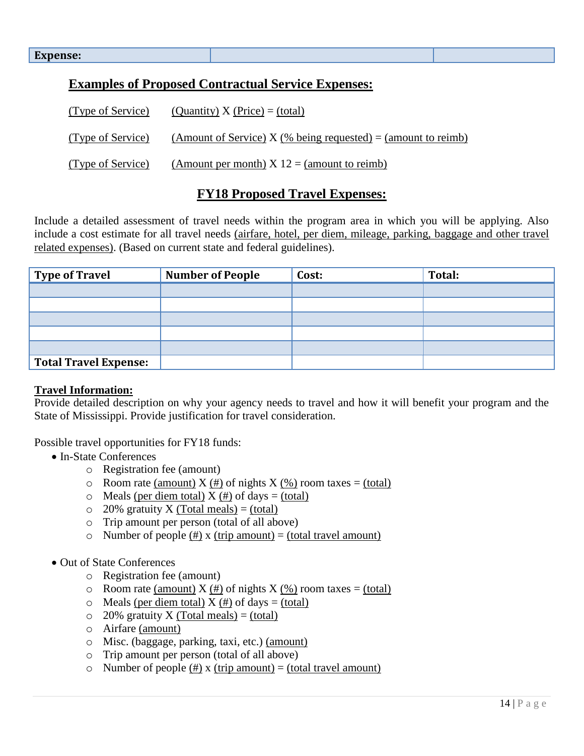| Expense: | | |
|---|---|---|

## Examples of Proposed Contractual Service Expenses:

(Type of Service) (Quantity) X (Price) = (total)

(Type of Service) (Amount of Service) X (% being requested) = (amount to reimb)

(Type of Service) (Amount per month) X 12 = (amount to reimb)

## FY18 Proposed Travel Expenses:

Include a detailed assessment of travel needs within the program area in which you will be applying. Also include a cost estimate for all travel needs (airfare, hotel, per diem, mileage, parking, baggage and other travel related expenses). (Based on current state and federal guidelines).

| Type of Travel | Number of People | Cost: | Total: |
|---|---|---|---|
| | | | |
| | | | |
| | | | |
| | | | |
| | | | |
| Total Travel Expense: | | | |

**Travel Information:**
Provide detailed description on why your agency needs to travel and how it will benefit your program and the State of Mississippi. Provide justification for travel consideration.

Possible travel opportunities for FY18 funds:

- In-State Conferences
  - Registration fee (amount)
  - Room rate (amount) X (#) of nights X (%) room taxes = (total)
  - Meals (per diem total) X (#) of days = (total)
  - 20% gratuity X (Total meals) = (total)
  - Trip amount per person (total of all above)
  - Number of people (#) x (trip amount) = (total travel amount)

- Out of State Conferences
  - Registration fee (amount)
  - Room rate (amount) X (#) of nights X (%) room taxes = (total)
  - Meals (per diem total) X (#) of days = (total)
  - 20% gratuity X (Total meals) = (total)
  - Airfare (amount)
  - Misc. (baggage, parking, taxi, etc.) (amount)
  - Trip amount per person (total of all above)
  - Number of people (#) x (trip amount) = (total travel amount)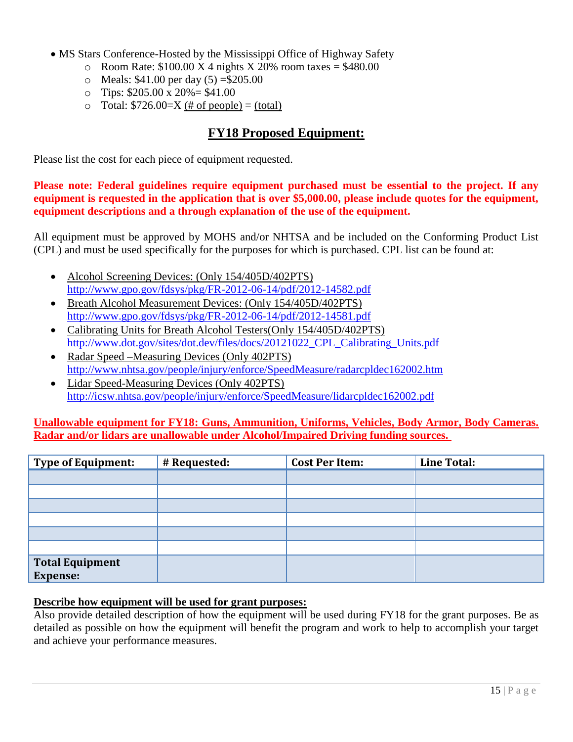- MS Stars Conference-Hosted by the Mississippi Office of Highway Safety
  - Room Rate: $100.00 X 4 nights X 20% room taxes = $480.00
  - Meals: $41.00 per day (5) =$205.00
  - Tips: $205.00 x 20%= $41.00
  - Total: $726.00=X (# of people) = (total)

## FY18 Proposed Equipment:

Please list the cost for each piece of equipment requested.

**Please note: Federal guidelines require equipment purchased must be essential to the project. If any equipment is requested in the application that is over $5,000.00, please include quotes for the equipment, equipment descriptions and a through explanation of the use of the equipment.**

All equipment must be approved by MOHS and/or NHTSA and be included on the Conforming Product List (CPL) and must be used specifically for the purposes for which is purchased. CPL list can be found at:

- Alcohol Screening Devices: (Only 154/405D/402PTS)
  http://www.gpo.gov/fdsys/pkg/FR-2012-06-14/pdf/2012-14582.pdf
- Breath Alcohol Measurement Devices: (Only 154/405D/402PTS)
  http://www.gpo.gov/fdsys/pkg/FR-2012-06-14/pdf/2012-14581.pdf
- Calibrating Units for Breath Alcohol Testers(Only 154/405D/402PTS)
  http://www.dot.gov/sites/dot.dev/files/docs/20121022_CPL_Calibrating_Units.pdf
- Radar Speed –Measuring Devices (Only 402PTS)
  http://www.nhtsa.gov/people/injury/enforce/SpeedMeasure/radarcpldec162002.htm
- Lidar Speed-Measuring Devices (Only 402PTS)
  http://icsw.nhtsa.gov/people/injury/enforce/SpeedMeasure/lidarcpldec162002.pdf

**Unallowable equipment for FY18: Guns, Ammunition, Uniforms, Vehicles, Body Armor, Body Cameras. Radar and/or lidars are unallowable under Alcohol/Impaired Driving funding sources.**

| Type of Equipment: | # Requested: | Cost Per Item: | Line Total: |
|---|---|---|---|
| | | | |
| | | | |
| | | | |
| | | | |
| | | | |
| | | | |
| **Total Equipment Expense:** | | | |

**Describe how equipment will be used for grant purposes:**
Also provide detailed description of how the equipment will be used during FY18 for the grant purposes. Be as detailed as possible on how the equipment will benefit the program and work to help to accomplish your target and achieve your performance measures.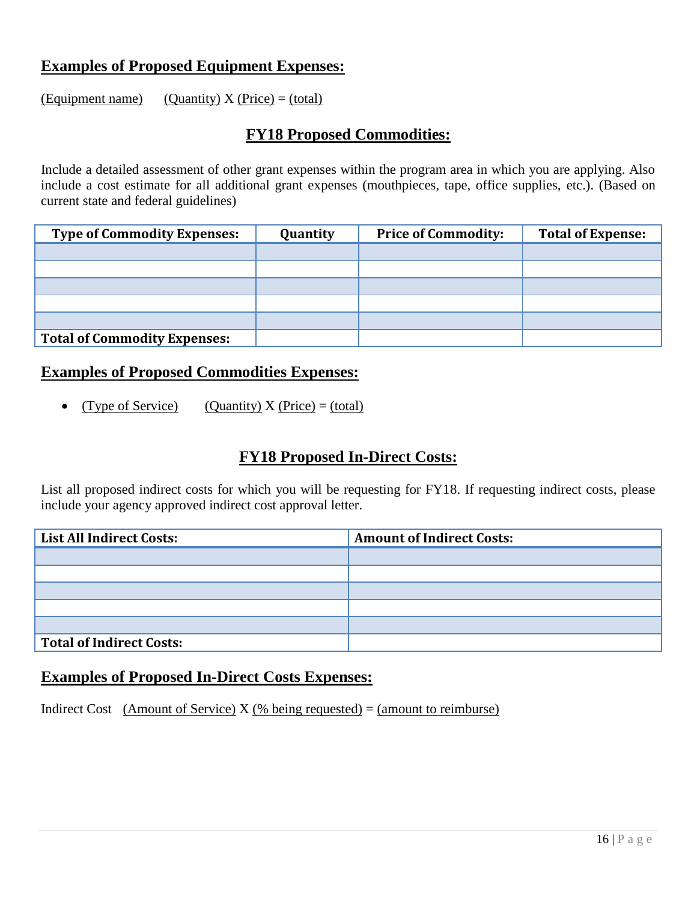## Examples of Proposed Equipment Expenses:

(Equipment name) (Quantity) X (Price) = (total)

## FY18 Proposed Commodities:

Include a detailed assessment of other grant expenses within the program area in which you are applying. Also include a cost estimate for all additional grant expenses (mouthpieces, tape, office supplies, etc.). (Based on current state and federal guidelines)

| Type of Commodity Expenses: | Quantity | Price of Commodity: | Total of Expense: |
|---|---|---|---|
| | | | |
| | | | |
| | | | |
| | | | |
| | | | |
| **Total of Commodity Expenses:** | | | |

## Examples of Proposed Commodities Expenses:

- (Type of Service) (Quantity) X (Price) = (total)

## FY18 Proposed In-Direct Costs:

List all proposed indirect costs for which you will be requesting for FY18. If requesting indirect costs, please include your agency approved indirect cost approval letter.

| List All Indirect Costs: | Amount of Indirect Costs: |
|---|---|
| | |
| | |
| | |
| | |
| | |
| **Total of Indirect Costs:** | |

## Examples of Proposed In-Direct Costs Expenses:

Indirect Cost (Amount of Service) X (% being requested) = (amount to reimburse)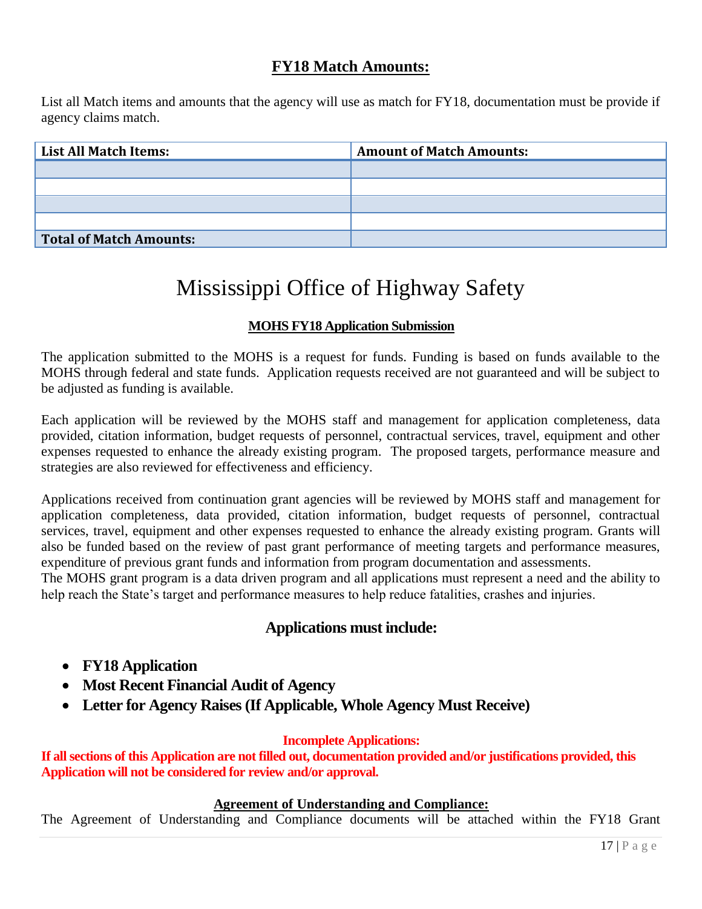## FY18 Match Amounts:

List all Match items and amounts that the agency will use as match for FY18, documentation must be provide if agency claims match.

| List All Match Items: | Amount of Match Amounts: |
|---|---|
| | |
| | |
| | |
| | |
| **Total of Match Amounts:** | |

# Mississippi Office of Highway Safety

### MOHS FY18 Application Submission

The application submitted to the MOHS is a request for funds. Funding is based on funds available to the MOHS through federal and state funds. Application requests received are not guaranteed and will be subject to be adjusted as funding is available.

Each application will be reviewed by the MOHS staff and management for application completeness, data provided, citation information, budget requests of personnel, contractual services, travel, equipment and other expenses requested to enhance the already existing program. The proposed targets, performance measure and strategies are also reviewed for effectiveness and efficiency.

Applications received from continuation grant agencies will be reviewed by MOHS staff and management for application completeness, data provided, citation information, budget requests of personnel, contractual services, travel, equipment and other expenses requested to enhance the already existing program. Grants will also be funded based on the review of past grant performance of meeting targets and performance measures, expenditure of previous grant funds and information from program documentation and assessments.
The MOHS grant program is a data driven program and all applications must represent a need and the ability to help reach the State's target and performance measures to help reduce fatalities, crashes and injuries.

### Applications must include:

- **FY18 Application**
- **Most Recent Financial Audit of Agency**
- **Letter for Agency Raises (If Applicable, Whole Agency Must Receive)**

**Incomplete Applications:**
**If all sections of this Application are not filled out, documentation provided and/or justifications provided, this Application will not be considered for review and/or approval.**

**Agreement of Understanding and Compliance:**
The Agreement of Understanding and Compliance documents will be attached within the FY18 Grant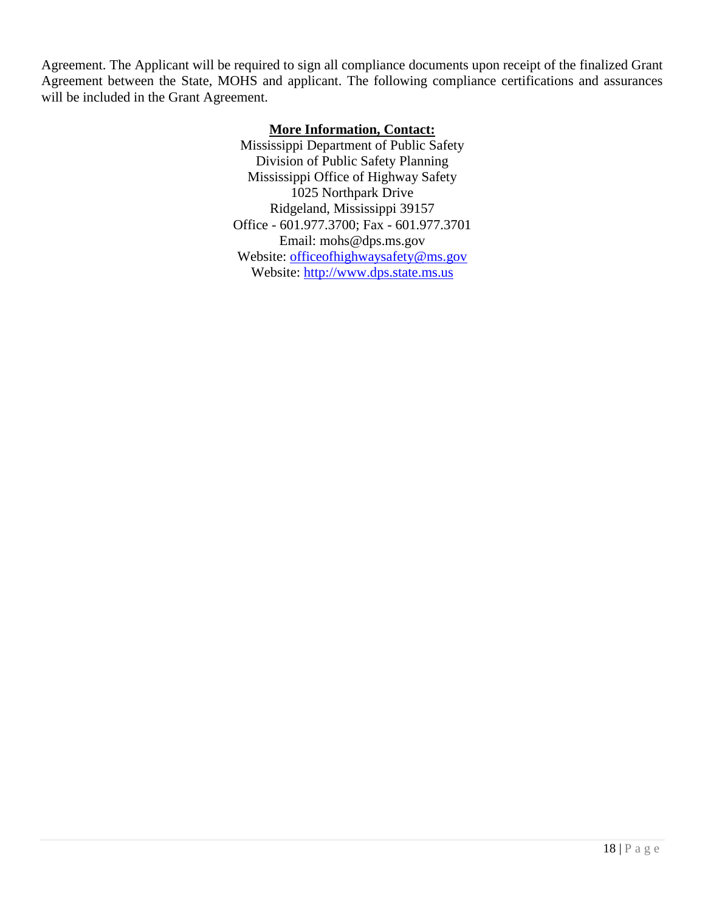Agreement. The Applicant will be required to sign all compliance documents upon receipt of the finalized Grant Agreement between the State, MOHS and applicant. The following compliance certifications and assurances will be included in the Grant Agreement.

**More Information, Contact:**

Mississippi Department of Public Safety
Division of Public Safety Planning
Mississippi Office of Highway Safety
1025 Northpark Drive
Ridgeland, Mississippi 39157
Office - 601.977.3700; Fax - 601.977.3701
Email: mohs@dps.ms.gov
Website: officeofhighwaysafety@ms.gov
Website: http://www.dps.state.ms.us